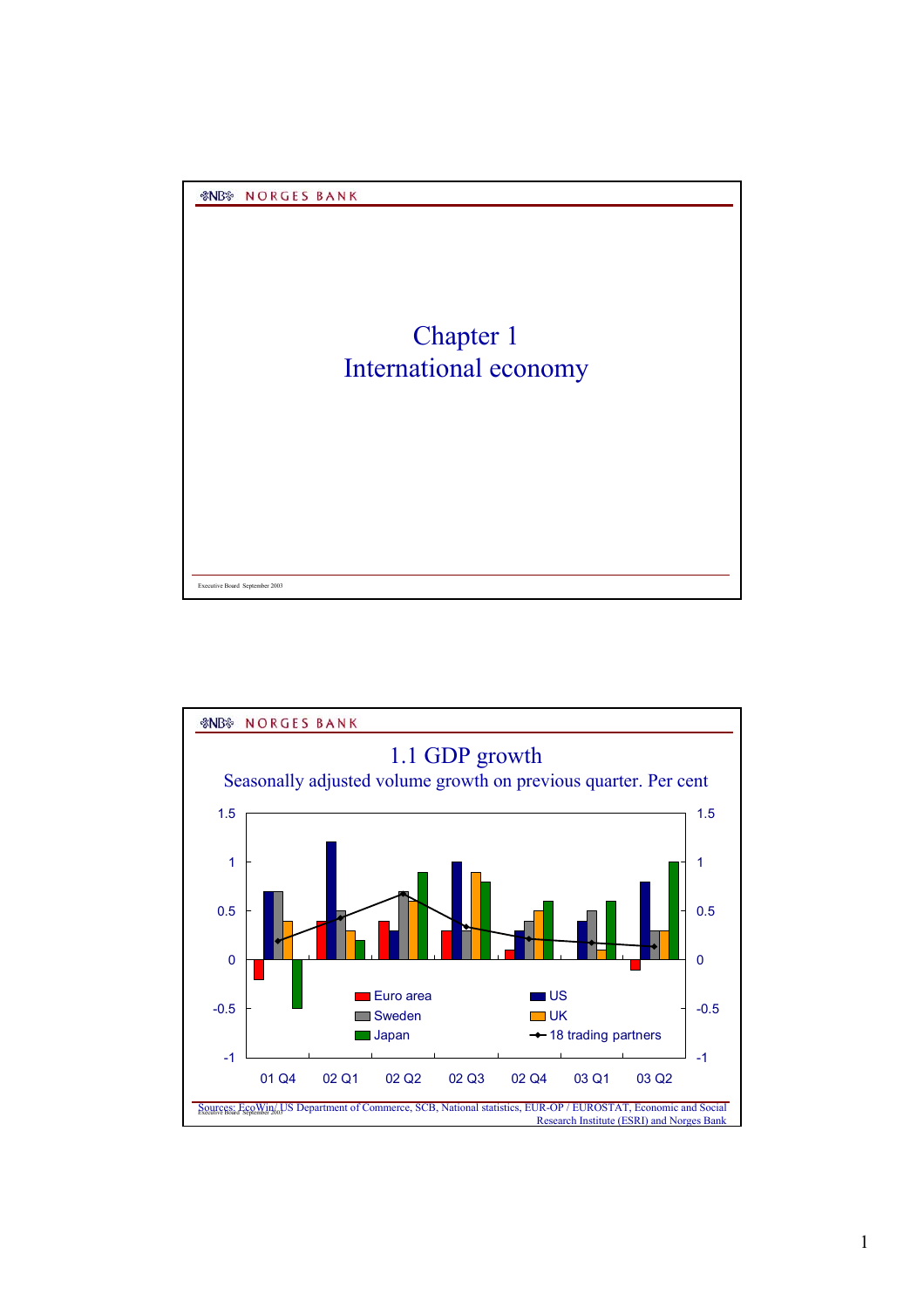# Chapter 1
# International economy

## 1.1 GDP growth

Seasonally adjusted volume growth on previous quarter. Per cent

Sources: EcoWin/ US Department of Commerce, SCB, National statistics, EUR-OP / EUROSTAT, Economic and Social Research Institute (ESRI) and Norges Bank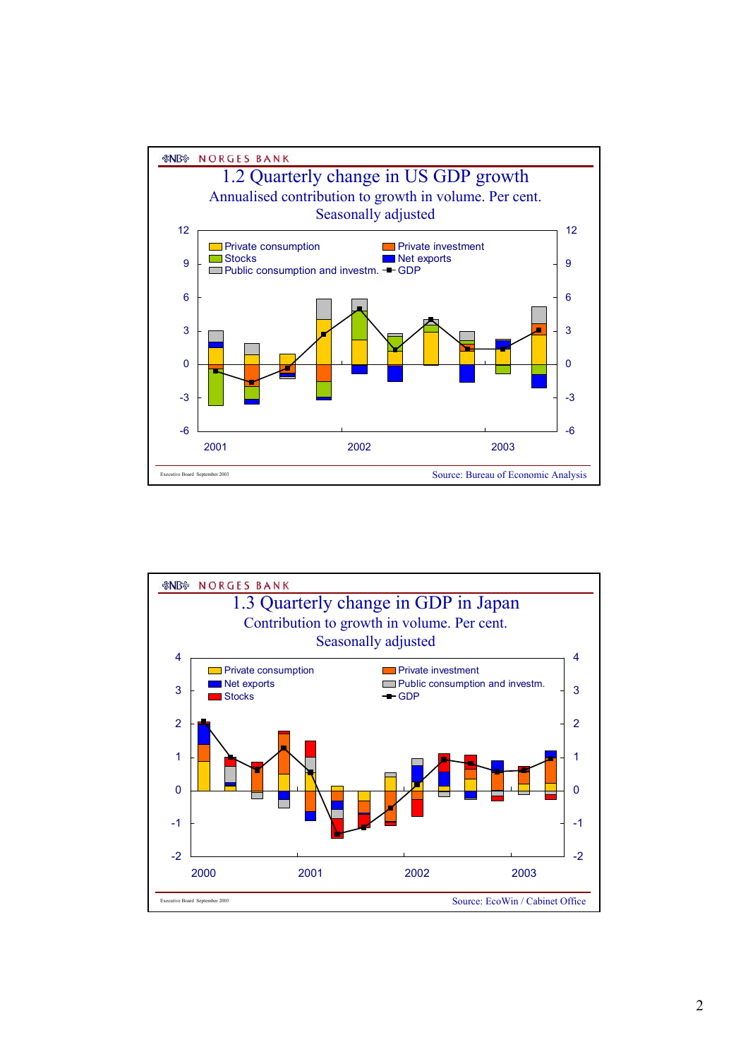NORGES BANK

## 1.2 Quarterly change in US GDP growth

Annualised contribution to growth in volume. Per cent. Seasonally adjusted

Private consumption, Private investment, Stocks, Net exports, Public consumption and investm., GDP

2001 2002 2003

Executive Board September 2003

Source: Bureau of Economic Analysis

NORGES BANK

## 1.3 Quarterly change in GDP in Japan

Contribution to growth in volume. Per cent. Seasonally adjusted

Private consumption, Private investment, Net exports, Public consumption and investm., Stocks, GDP

2000 2001 2002 2003

Executive Board September 2003

Source: EcoWin / Cabinet Office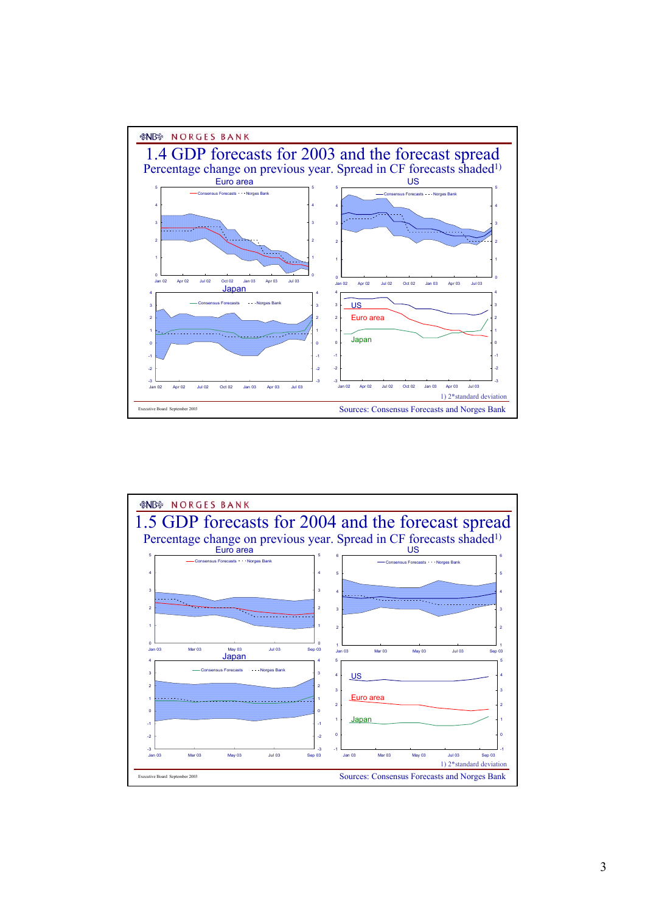NORGES BANK

## 1.4 GDP forecasts for 2003 and the forecast spread

Percentage change on previous year. Spread in CF forecasts shaded[1)]

Euro area

Consensus Forecasts · · · Norges Bank

US

Consensus Forecasts · · · Norges Bank

Japan

Consensus Forecasts · · · Norges Bank

US

Euro area

Japan

1) 2*standard deviation

Executive Board September 2003

Sources: Consensus Forecasts and Norges Bank

NORGES BANK

## 1.5 GDP forecasts for 2004 and the forecast spread

Percentage change on previous year. Spread in CF forecasts shaded[1)]

Euro area

Consensus Forecasts · · · Norges Bank

US

Consensus Forecasts · · · Norges Bank

Japan

Consensus Forecasts · · · Norges Bank

US

Euro area

Japan

1) 2*standard deviation

Executive Board September 2003

Sources: Consensus Forecasts and Norges Bank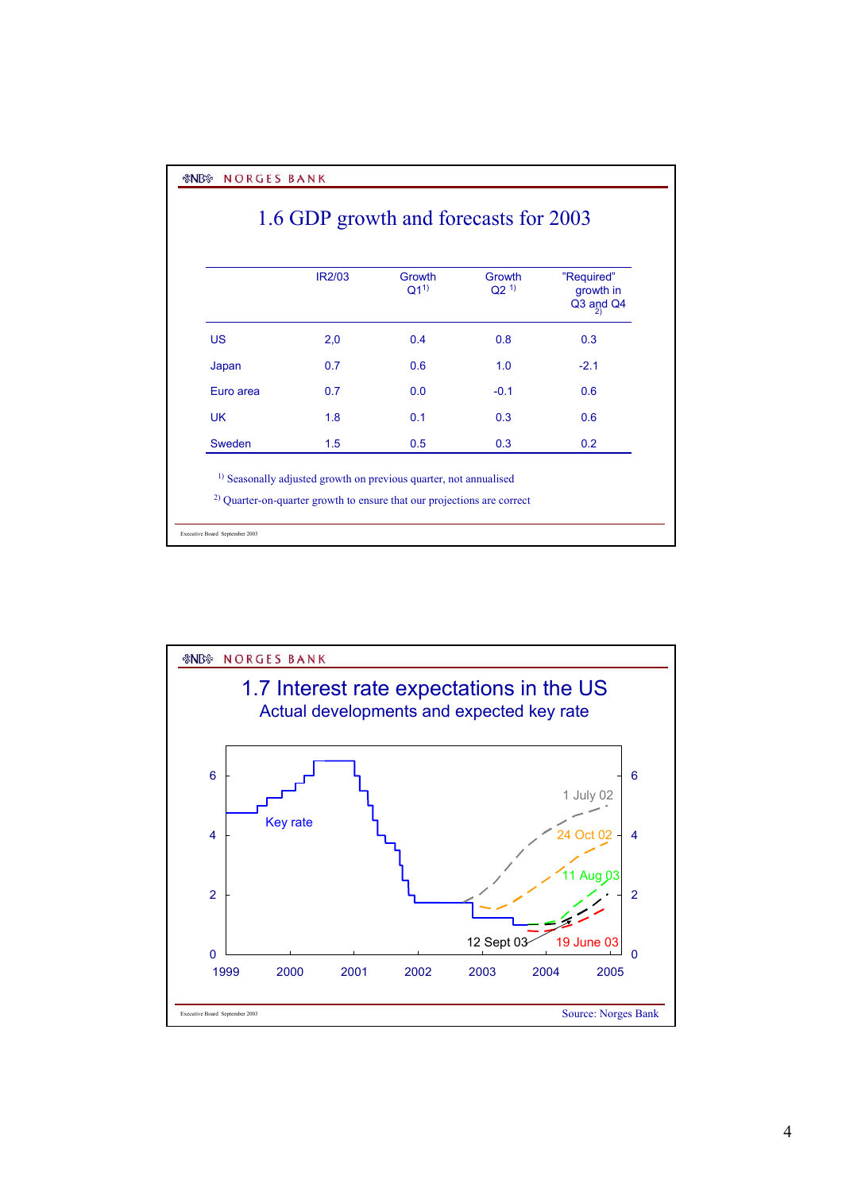## 1.6 GDP growth and forecasts for 2003

| | IR2/03 | Growth Q1[1] | Growth Q2 [1] | "Required" growth in Q3 and Q4 [2] |
|---|---|---|---|---|
| US | 2,0 | 0.4 | 0.8 | 0.3 |
| Japan | 0.7 | 0.6 | 1.0 | -2.1 |
| Euro area | 0.7 | 0.0 | -0.1 | 0.6 |
| UK | 1.8 | 0.1 | 0.3 | 0.6 |
| Sweden | 1.5 | 0.5 | 0.3 | 0.2 |

[1] Seasonally adjusted growth on previous quarter, not annualised

[2] Quarter-on-quarter growth to ensure that our projections are correct

## 1.7 Interest rate expectations in the US

### Actual developments and expected key rate

Source: Norges Bank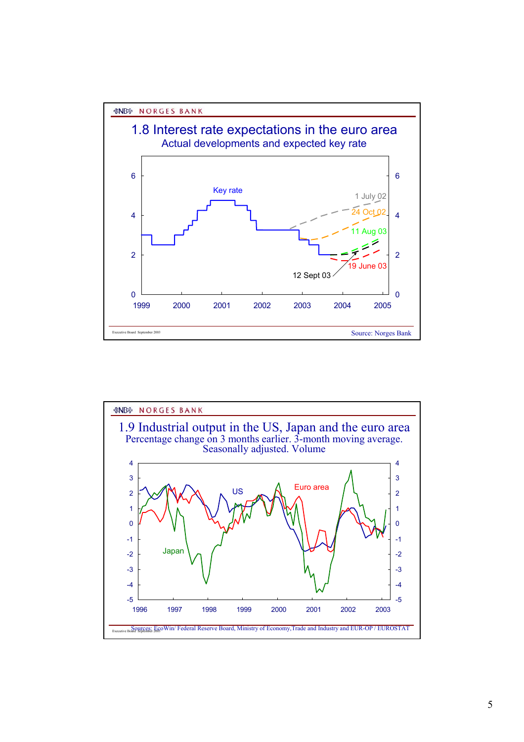## 1.8 Interest rate expectations in the euro area

Actual developments and expected key rate

Source: Norges Bank

## 1.9 Industrial output in the US, Japan and the euro area

Percentage change on 3 months earlier. 3-month moving average. Seasonally adjusted. Volume

Sources: EcoWin/ Federal Reserve Board, Ministry of Economy,Trade and Industry and EUR-OP / EUROSTAT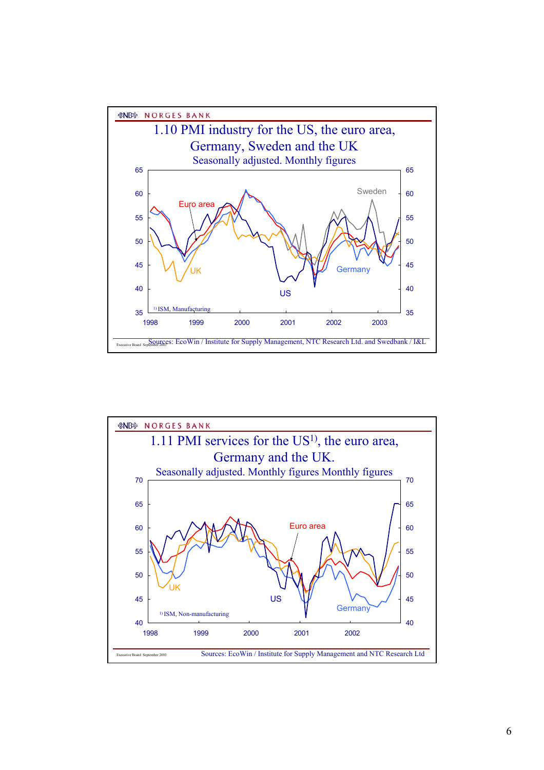NORGES BANK

## 1.10 PMI industry for the US, the euro area, Germany, Sweden and the UK

Seasonally adjusted. Monthly figures

Euro area, UK, US, Germany, Sweden

[1] ISM, Manufacturing

Sources: EcoWin / Institute for Supply Management, NTC Research Ltd. and Swedbank / I&L

Executive Board September 2003

NORGES BANK

## 1.11 PMI services for the US[1], the euro area, Germany and the UK.

Seasonally adjusted. Monthly figures Monthly figures

Euro area, UK, US, Germany

[1] ISM, Non-manufacturing

Sources: EcoWin / Institute for Supply Management and NTC Research Ltd

Executive Board September 2003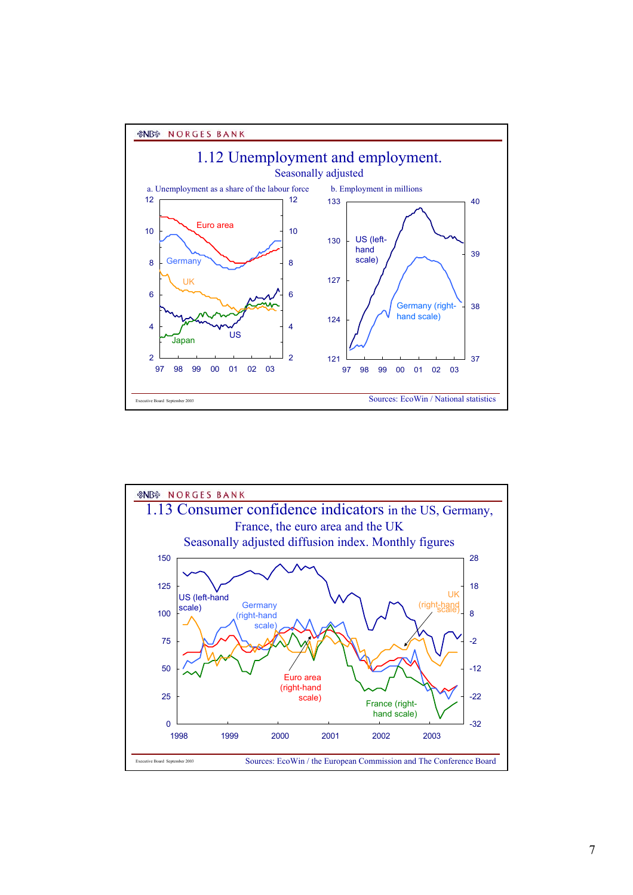## 1.12 Unemployment and employment.

Seasonally adjusted

a. Unemployment as a share of the labour force

b. Employment in millions

Sources: EcoWin / National statistics

## 1.13 Consumer confidence indicators in the US, Germany, France, the euro area and the UK

Seasonally adjusted diffusion index. Monthly figures

Sources: EcoWin / the European Commission and The Conference Board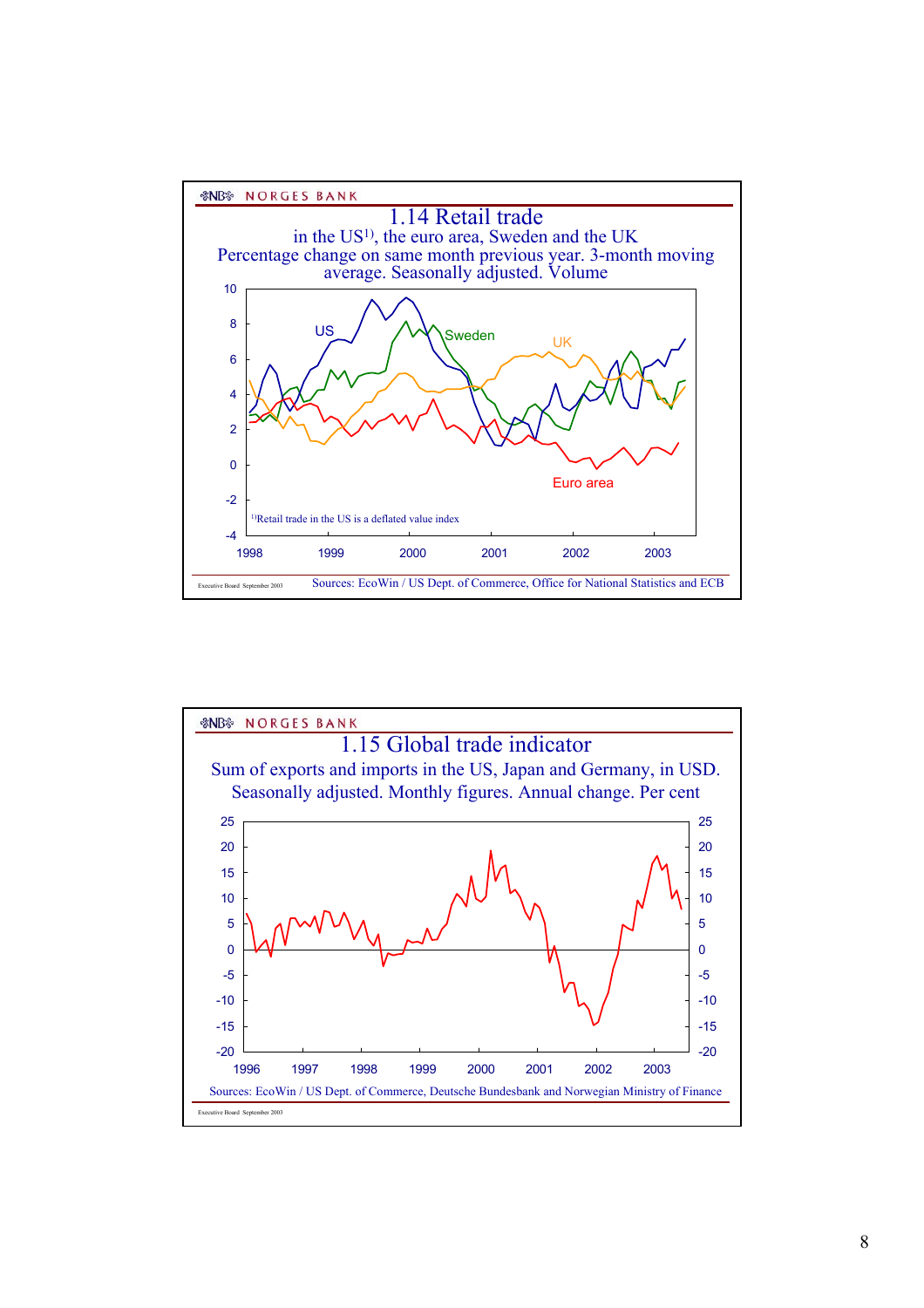NORGES BANK

## 1.14 Retail trade

in the US[1], the euro area, Sweden and the UK
Percentage change on same month previous year. 3-month moving average. Seasonally adjusted. Volume

[1]Retail trade in the US is a deflated value index

Sources: EcoWin / US Dept. of Commerce, Office for National Statistics and ECB

Executive Board September 2003

NORGES BANK

## 1.15 Global trade indicator

Sum of exports and imports in the US, Japan and Germany, in USD.
Seasonally adjusted. Monthly figures. Annual change. Per cent

Sources: EcoWin / US Dept. of Commerce, Deutsche Bundesbank and Norwegian Ministry of Finance

Executive Board September 2003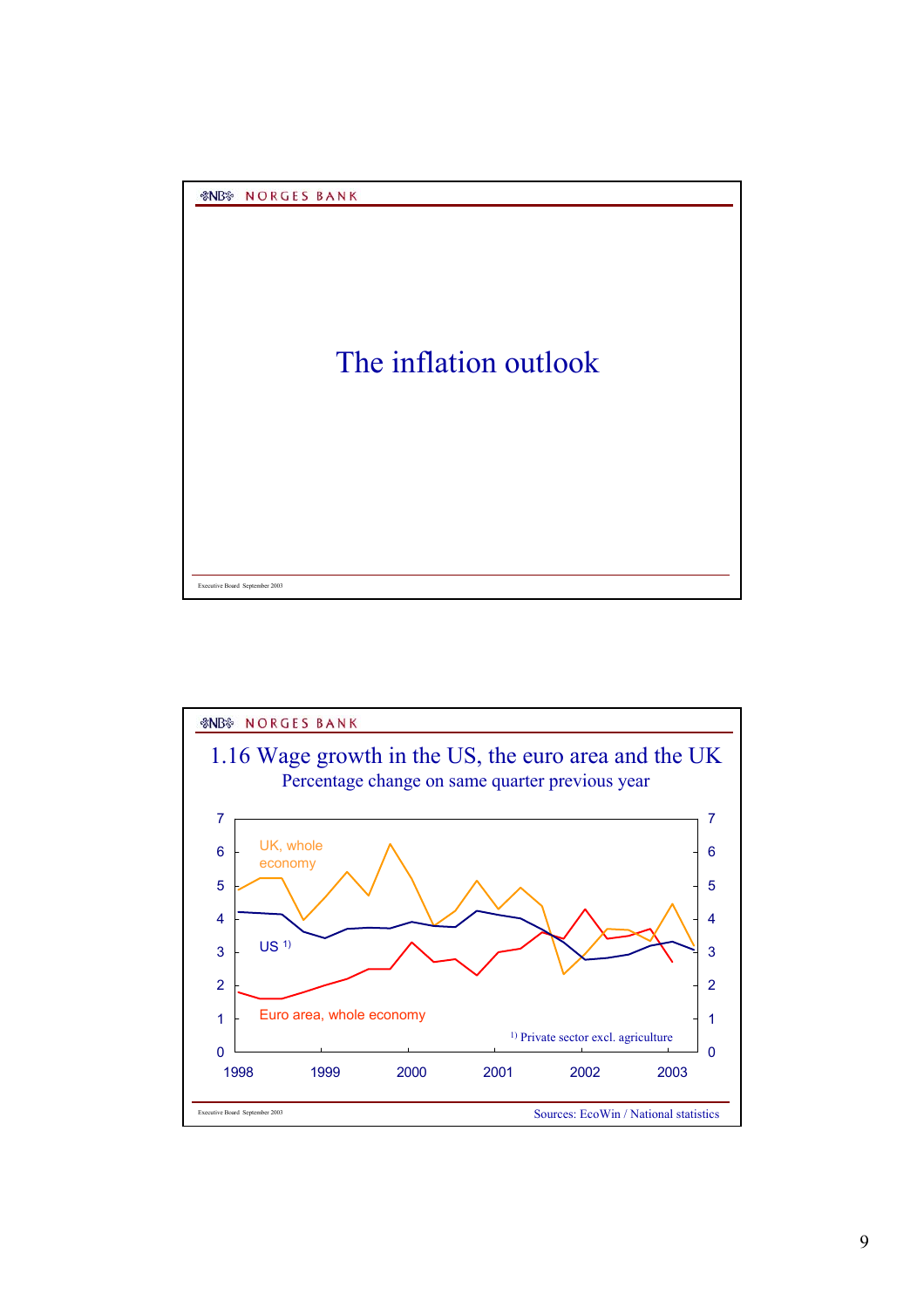# The inflation outlook

## 1.16 Wage growth in the US, the euro area and the UK

Percentage change on same quarter previous year

UK, whole economy

US [1]

Euro area, whole economy

[1] Private sector excl. agriculture

Sources: EcoWin / National statistics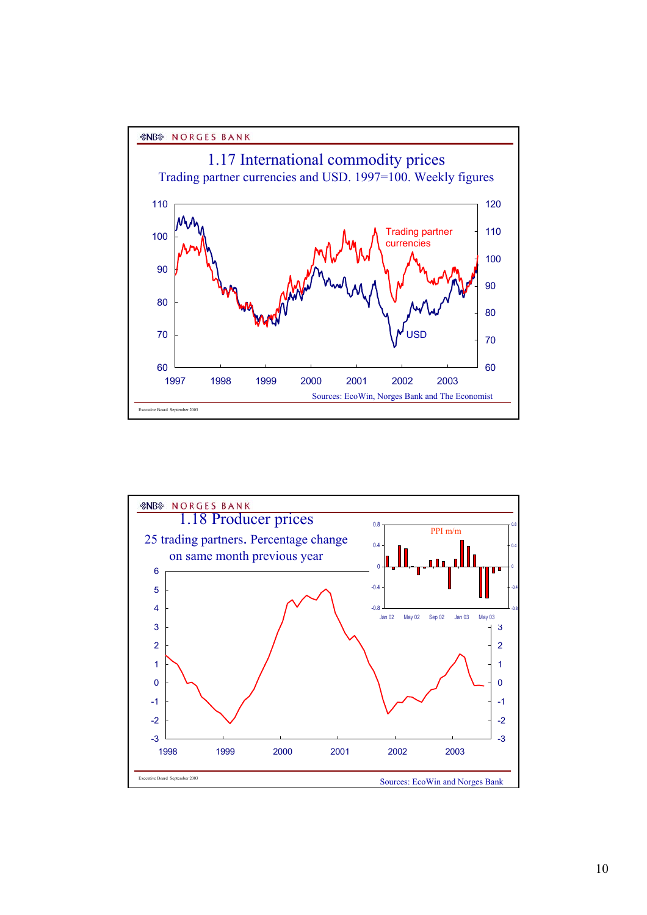## 1.17 International commodity prices

Trading partner currencies and USD. 1997=100. Weekly figures

Sources: EcoWin, Norges Bank and The Economist

## 1.18 Producer prices

25 trading partners. Percentage change on same month previous year

PPI m/m

Sources: EcoWin and Norges Bank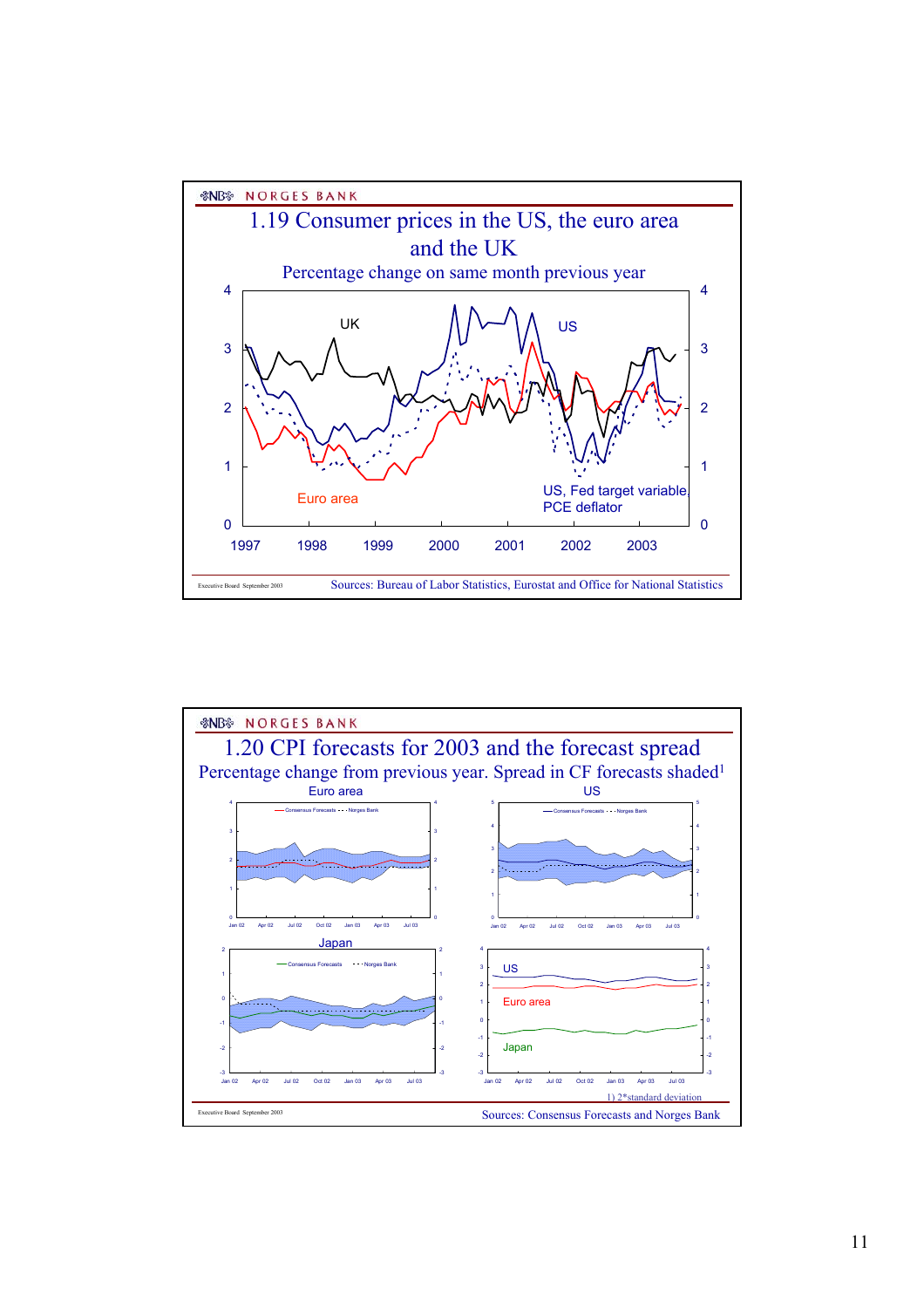NORGES BANK

## 1.19 Consumer prices in the US, the euro area and the UK

Percentage change on same month previous year

UK

US

Euro area

US, Fed target variable, PCE deflator

Executive Board September 2003

Sources: Bureau of Labor Statistics, Eurostat and Office for National Statistics

NORGES BANK

## 1.20 CPI forecasts for 2003 and the forecast spread

Percentage change from previous year. Spread in CF forecasts shaded[1]

Euro area

US

Japan

Consensus Forecasts - - - Norges Bank

US

Euro area

Japan

1) 2*standard deviation

Executive Board September 2003

Sources: Consensus Forecasts and Norges Bank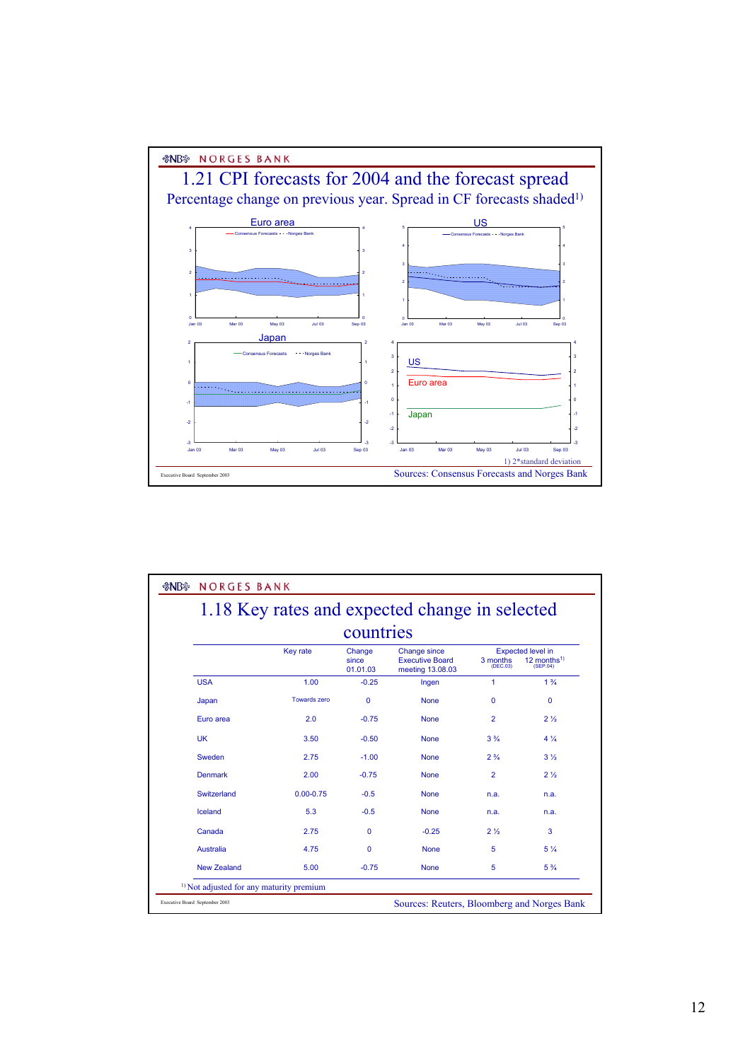NORGES BANK

## 1.21 CPI forecasts for 2004 and the forecast spread

Percentage change on previous year. Spread in CF forecasts shaded[1]

Euro area

US

Japan

1) 2*standard deviation

Sources: Consensus Forecasts and Norges Bank

Executive Board September 2003

NORGES BANK

## 1.18 Key rates and expected change in selected countries

| | Key rate | Change since 01.01.03 | Change since Executive Board meeting 13.08.03 | Expected level in 3 months (DEC.03) | Expected level in 12 months[1] (SEP.04) |
|---|---|---|---|---|---|
| USA | 1.00 | -0.25 | Ingen | 1 | 1 ¾ |
| Japan | Towards zero | 0 | None | 0 | 0 |
| Euro area | 2.0 | -0.75 | None | 2 | 2 ½ |
| UK | 3.50 | -0.50 | None | 3 ¾ | 4 ¼ |
| Sweden | 2.75 | -1.00 | None | 2 ¾ | 3 ½ |
| Denmark | 2.00 | -0.75 | None | 2 | 2 ½ |
| Switzerland | 0.00-0.75 | -0.5 | None | n.a. | n.a. |
| Iceland | 5.3 | -0.5 | None | n.a. | n.a. |
| Canada | 2.75 | 0 | -0.25 | 2 ½ | 3 |
| Australia | 4.75 | 0 | None | 5 | 5 ¼ |
| New Zealand | 5.00 | -0.75 | None | 5 | 5 ¾ |

[1] Not adjusted for any maturity premium

Executive Board September 2003

Sources: Reuters, Bloomberg and Norges Bank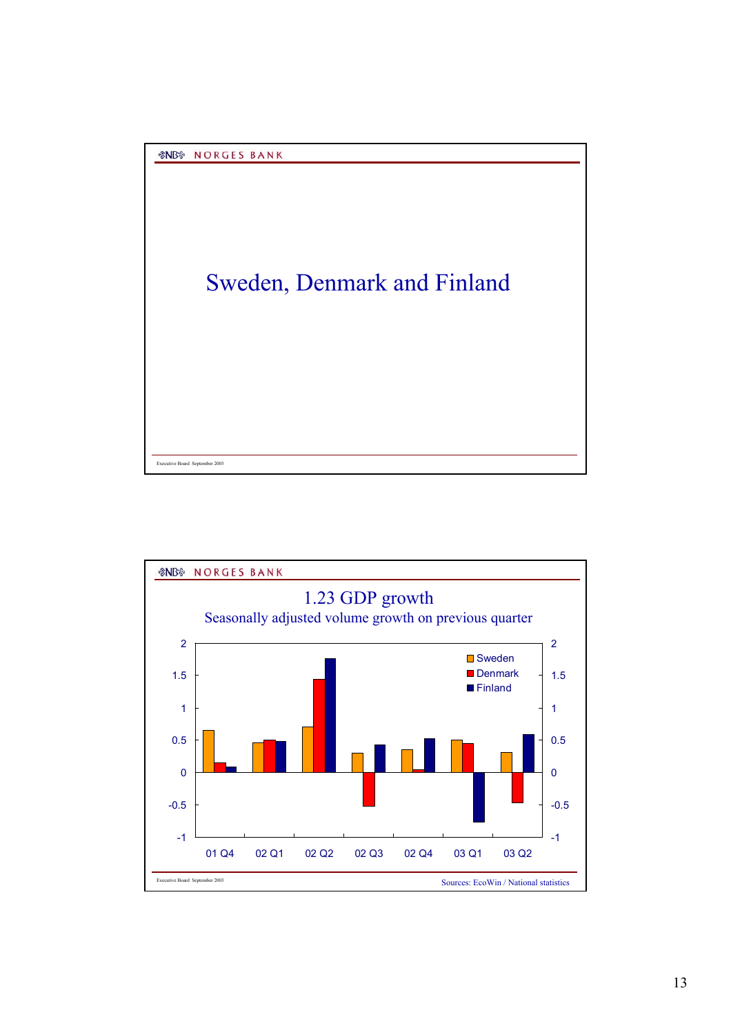# Sweden, Denmark and Finland

## 1.23 GDP growth

Seasonally adjusted volume growth on previous quarter

| | 01 Q4 | 02 Q1 | 02 Q2 | 02 Q3 | 02 Q4 | 03 Q1 | 03 Q2 |
|---|---|---|---|---|---|---|---|
| Sweden | 0.65 | 0.45 | 0.7 | 0.3 | 0.35 | 0.5 | 0.3 |
| Denmark | 0.15 | 0.5 | 1.45 | -0.5 | 0.05 | 0.45 | -0.45 |
| Finland | 0.1 | 0.5 | 1.75 | 0.45 | 0.5 | -0.75 | 0.6 |

Sources: EcoWin / National statistics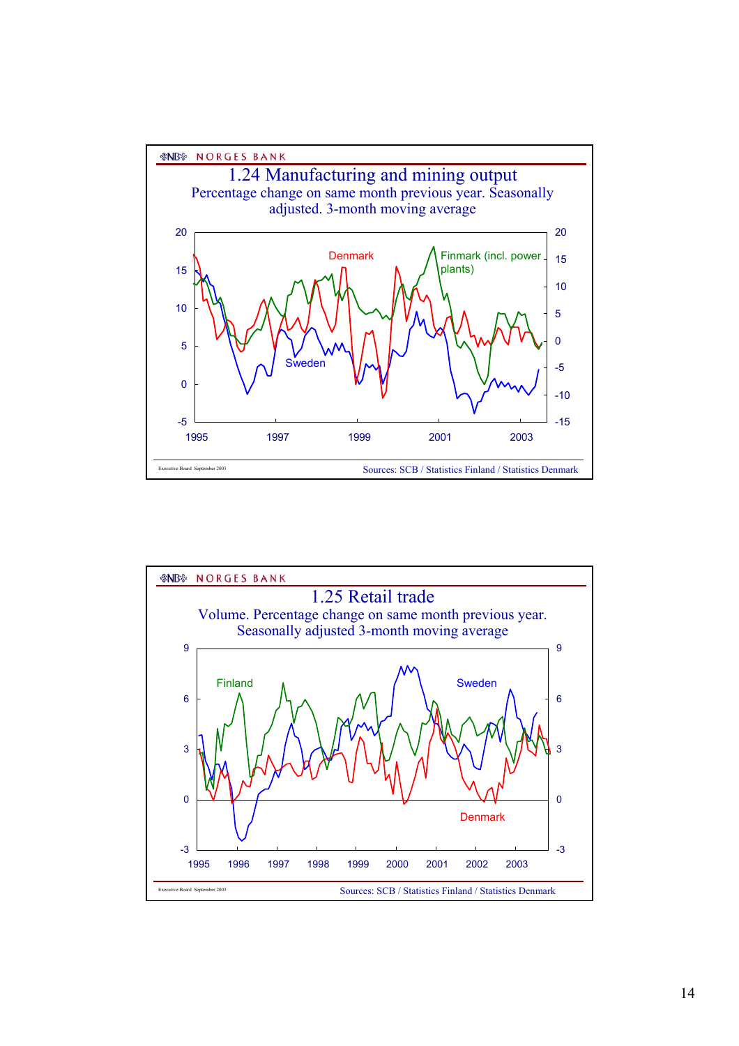NORGES BANK

# 1.24 Manufacturing and mining output

Percentage change on same month previous year. Seasonally adjusted. 3-month moving average

Denmark

Finmark (incl. power plants)

Sweden

Executive Board September 2003

Sources: SCB / Statistics Finland / Statistics Denmark

NORGES BANK

# 1.25 Retail trade

Volume. Percentage change on same month previous year. Seasonally adjusted 3-month moving average

Finland

Sweden

Denmark

Executive Board September 2003

Sources: SCB / Statistics Finland / Statistics Denmark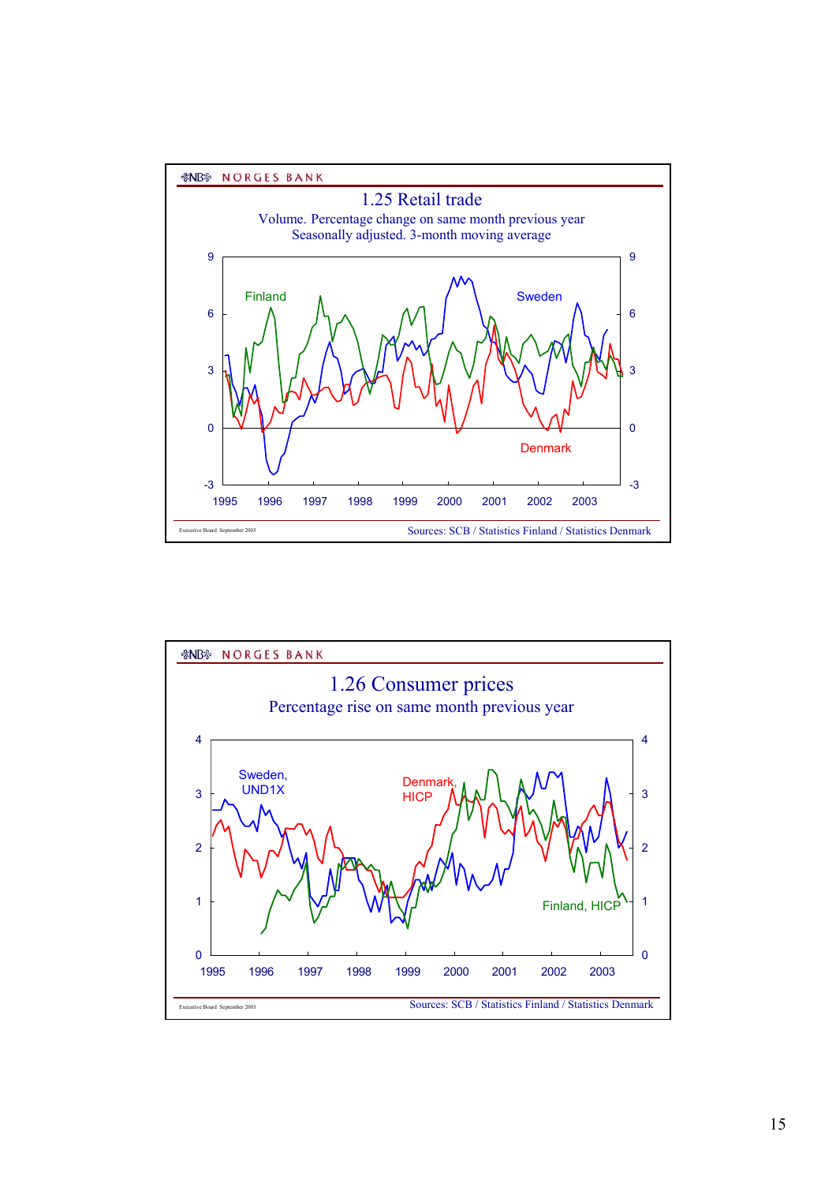NORGES BANK

## 1.25 Retail trade

Volume. Percentage change on same month previous year
Seasonally adjusted. 3-month moving average

Finland, Sweden, Denmark

Sources: SCB / Statistics Finland / Statistics Denmark

Executive Board September 2003

NORGES BANK

## 1.26 Consumer prices

Percentage rise on same month previous year

Sweden, UND1X; Denmark, HICP; Finland, HICP

Sources: SCB / Statistics Finland / Statistics Denmark

Executive Board September 2003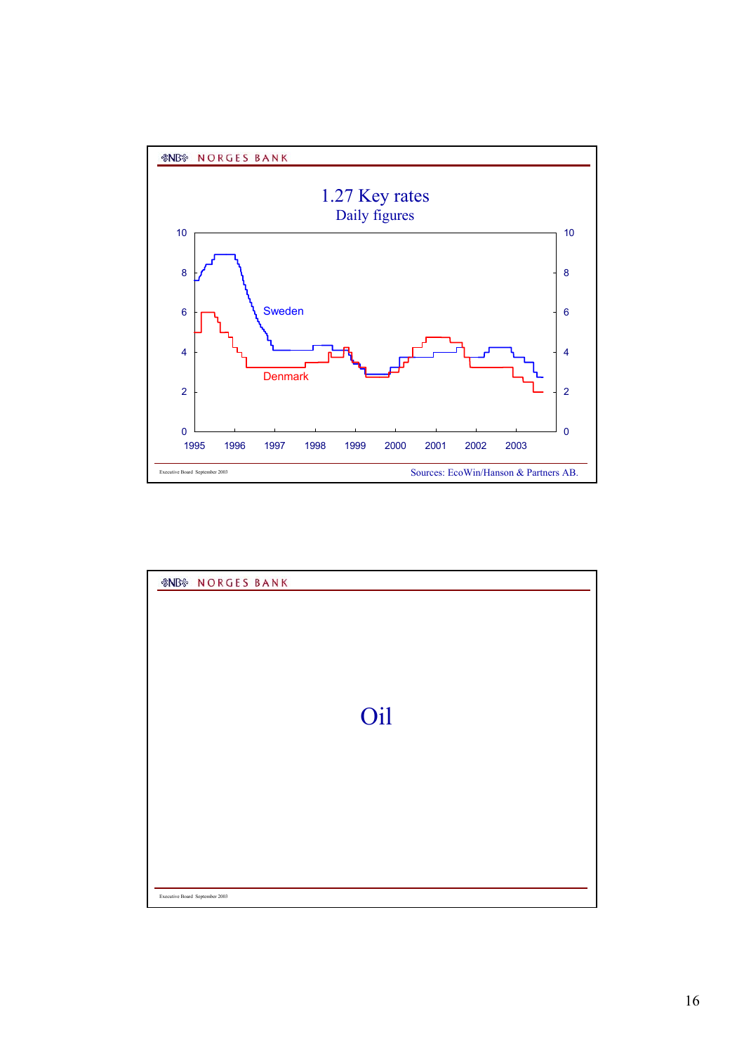## 1.27 Key rates

Daily figures

Sweden

Denmark

Sources: EcoWin/Hanson & Partners AB.

# Oil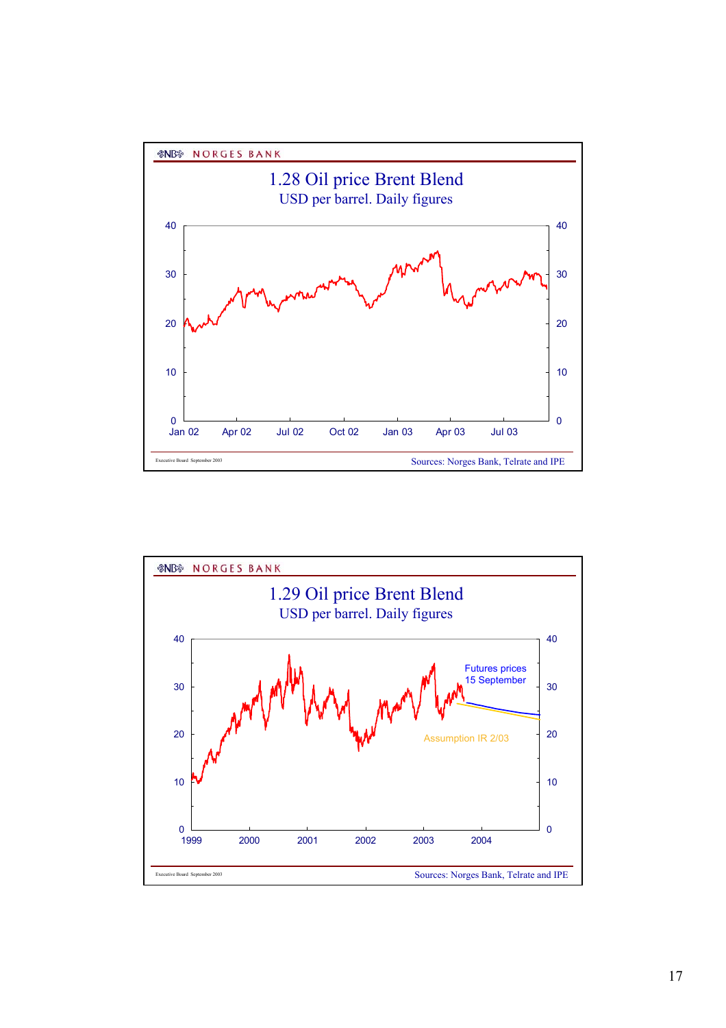NORGES BANK

## 1.28 Oil price Brent Blend

USD per barrel. Daily figures

Sources: Norges Bank, Telrate and IPE

NORGES BANK

## 1.29 Oil price Brent Blend

USD per barrel. Daily figures

Futures prices 15 September

Assumption IR 2/03

Sources: Norges Bank, Telrate and IPE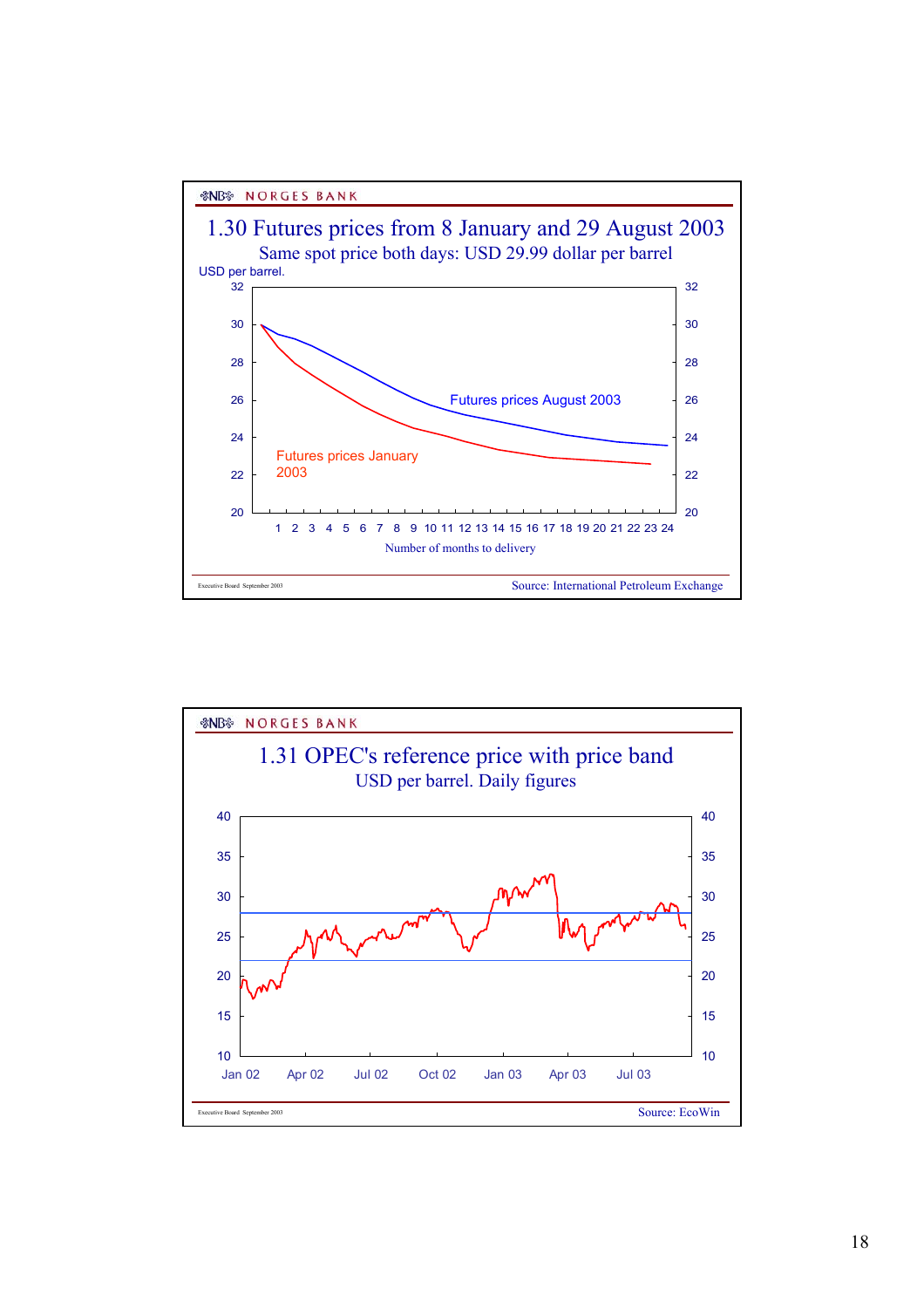## 1.30 Futures prices from 8 January and 29 August 2003

Same spot price both days: USD 29.99 dollar per barrel

USD per barrel.

Futures prices August 2003

Futures prices January 2003

Number of months to delivery

Source: International Petroleum Exchange

## 1.31 OPEC's reference price with price band

USD per barrel. Daily figures

Source: EcoWin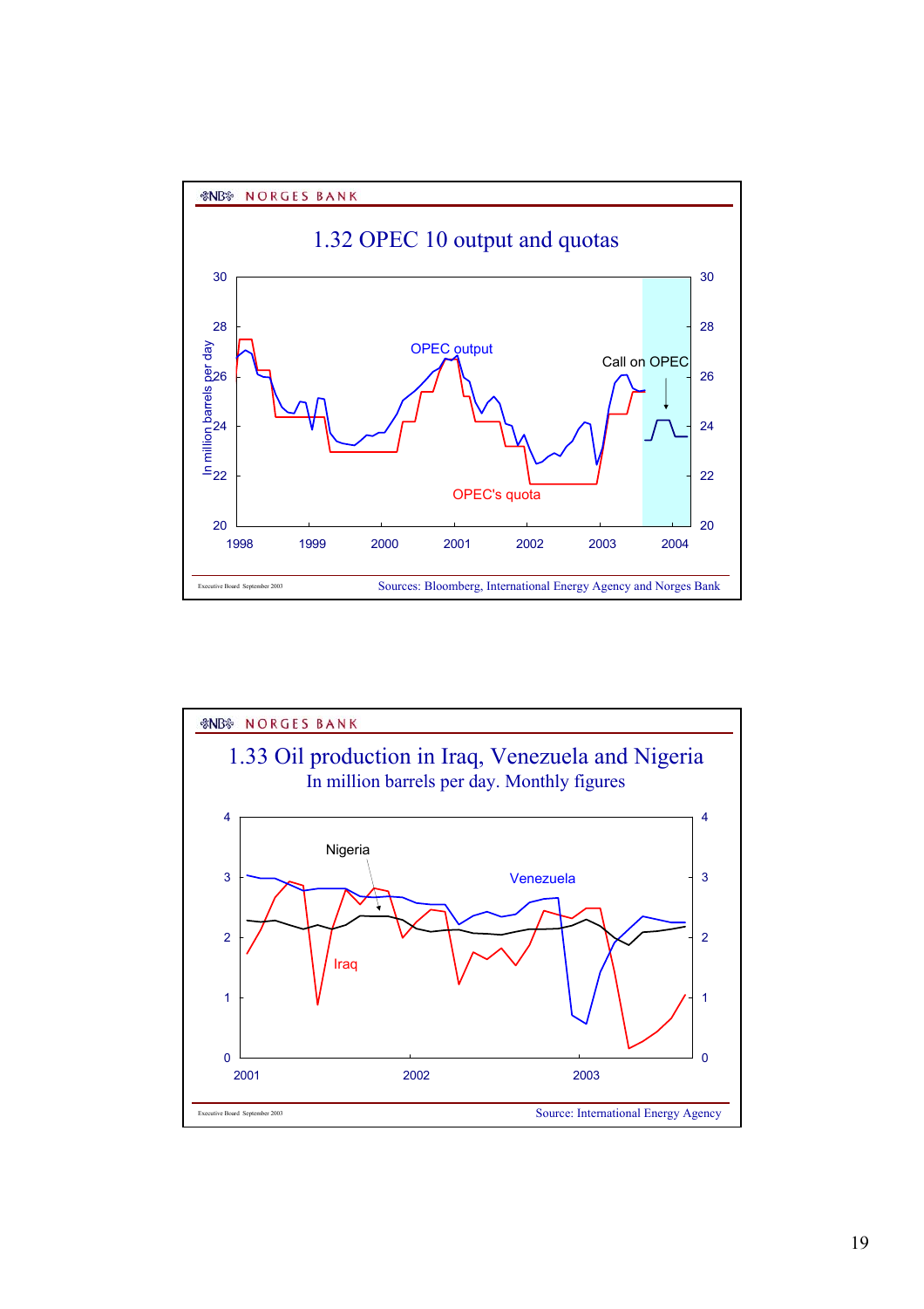## 1.32 OPEC 10 output and quotas

In million barrels per day

OPEC output

OPEC's quota

Call on OPEC

Sources: Bloomberg, International Energy Agency and Norges Bank

## 1.33 Oil production in Iraq, Venezuela and Nigeria

In million barrels per day. Monthly figures

Nigeria

Venezuela

Iraq

Source: International Energy Agency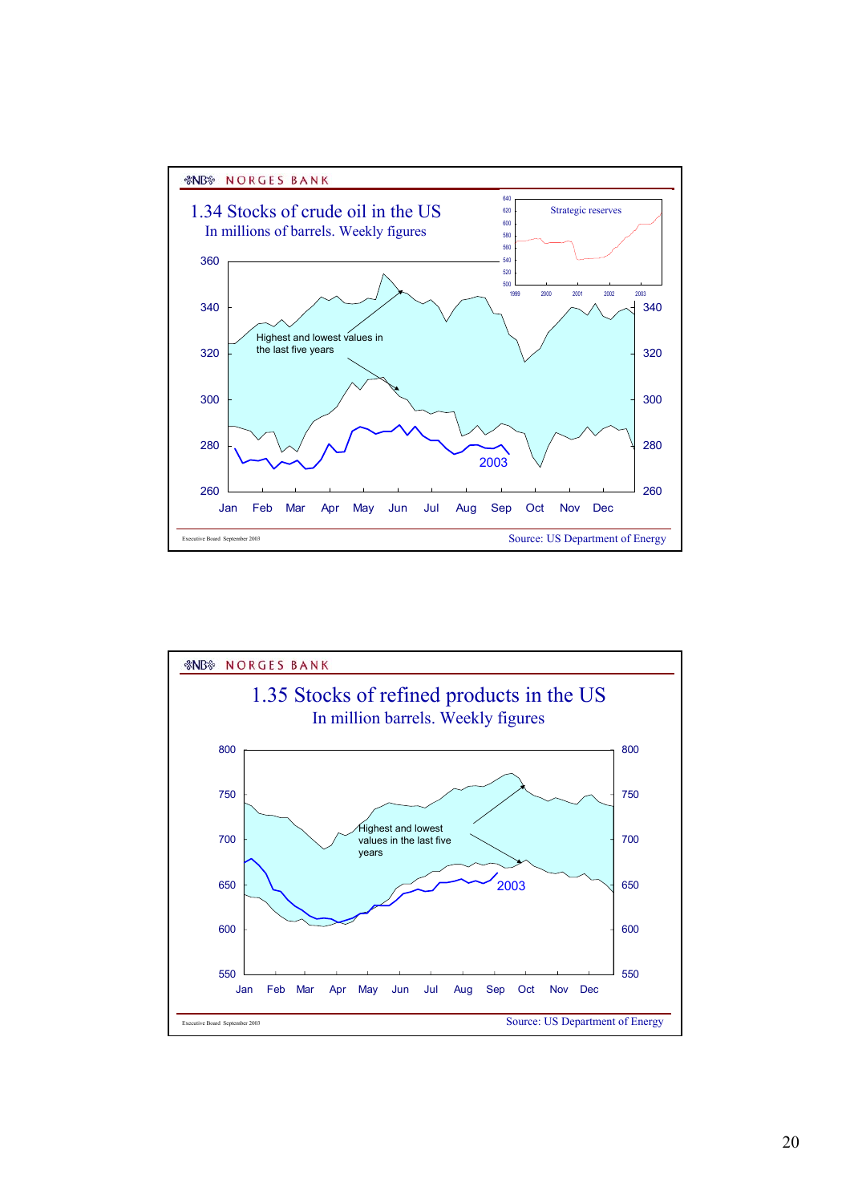NORGES BANK

## 1.34 Stocks of crude oil in the US

In millions of barrels. Weekly figures

Strategic reserves

Highest and lowest values in the last five years

2003

Executive Board September 2003

Source: US Department of Energy

NORGES BANK

## 1.35 Stocks of refined products in the US

In million barrels. Weekly figures

Highest and lowest values in the last five years

2003

Executive Board September 2003

Source: US Department of Energy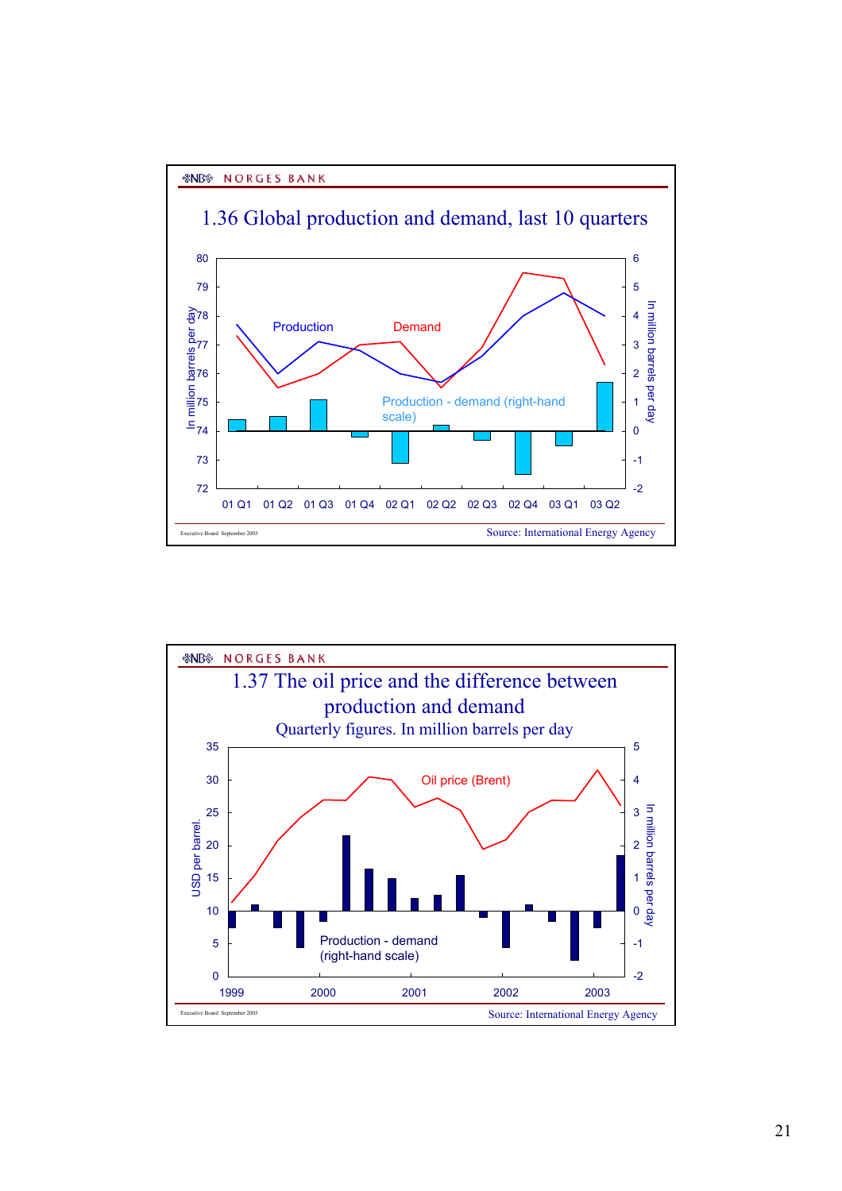NORGES BANK

## 1.36 Global production and demand, last 10 quarters

In million barrels per day (left-hand scale); In million barrels per day (right-hand scale)

Production

Demand

Production - demand (right-hand scale)

01 Q1, 01 Q2, 01 Q3, 01 Q4, 02 Q1, 02 Q2, 02 Q3, 02 Q4, 03 Q1, 03 Q2

Executive Board September 2003

Source: International Energy Agency

NORGES BANK

## 1.37 The oil price and the difference between production and demand

Quarterly figures. In million barrels per day

USD per barrel (left-hand scale); In million barrels per day (right-hand scale)

Oil price (Brent)

Production - demand (right-hand scale)

1999, 2000, 2001, 2002, 2003

Executive Board September 2003

Source: International Energy Agency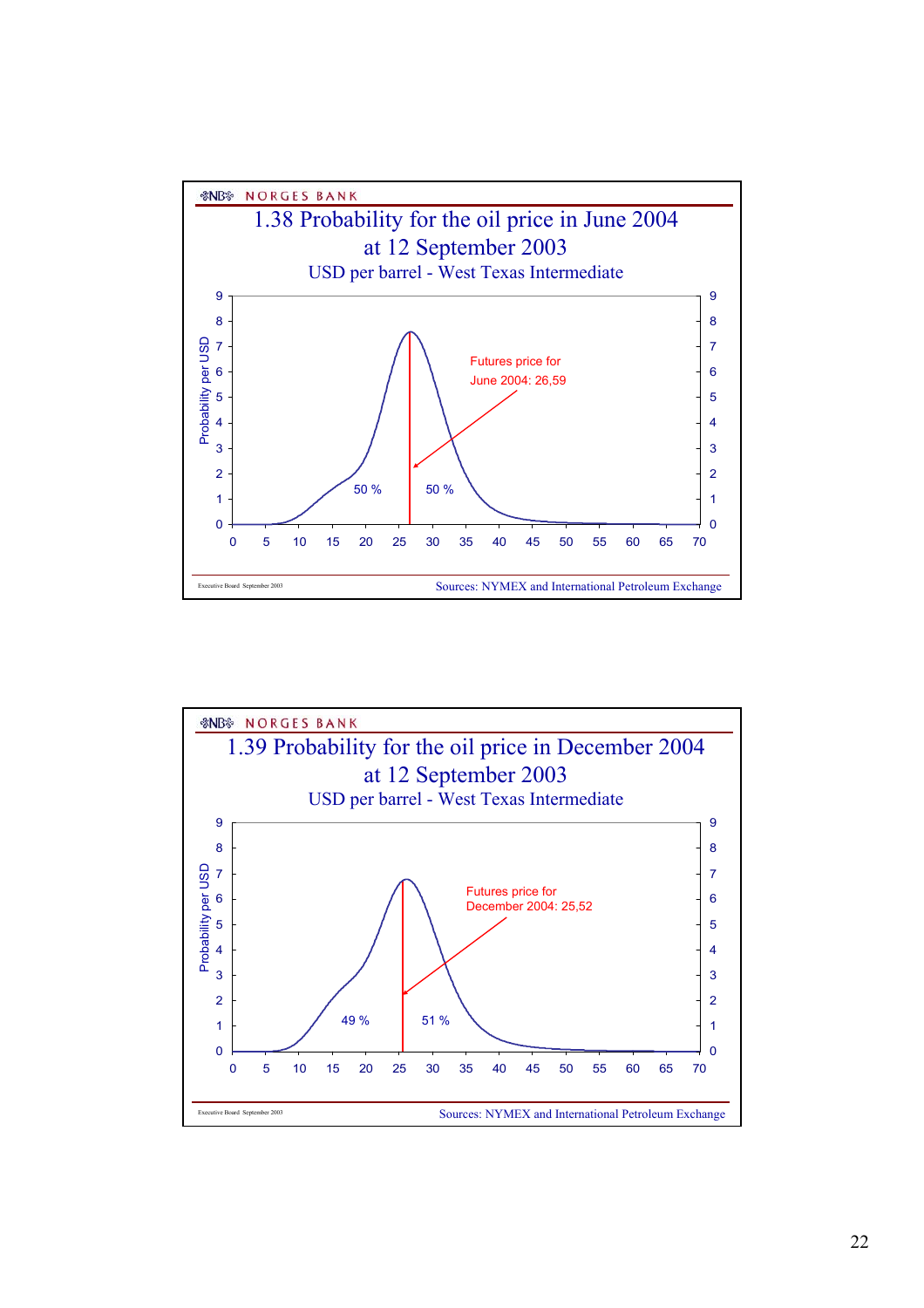NORGES BANK

## 1.38 Probability for the oil price in June 2004 at 12 September 2003

USD per barrel - West Texas Intermediate

Probability per USD

Futures price for June 2004: 26,59

50 %

50 %

Executive Board September 2003

Sources: NYMEX and International Petroleum Exchange

NORGES BANK

## 1.39 Probability for the oil price in December 2004 at 12 September 2003

USD per barrel - West Texas Intermediate

Probability per USD

Futures price for December 2004: 25,52

49 %

51 %

Executive Board September 2003

Sources: NYMEX and International Petroleum Exchange